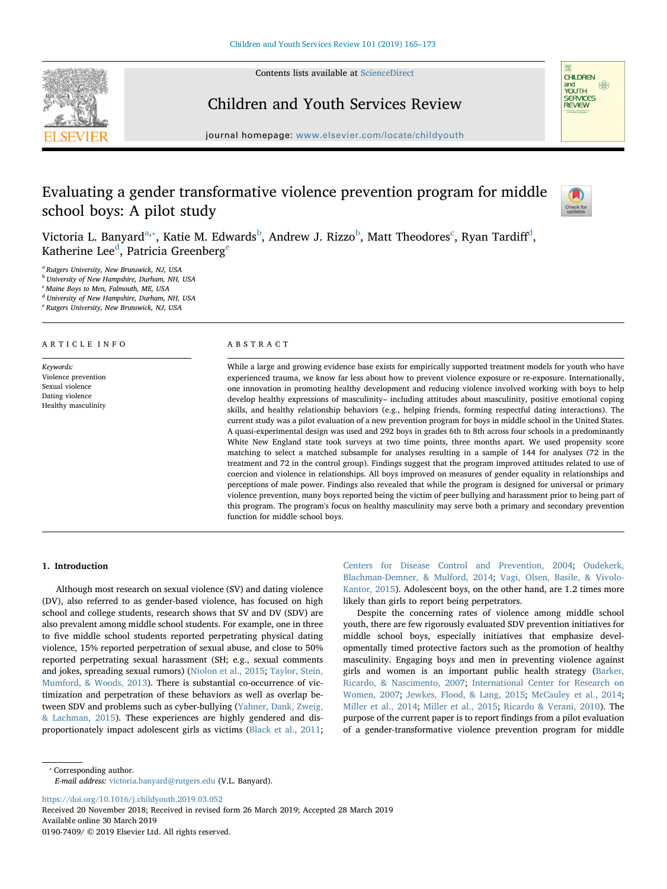Contents lists available at ScienceDirect

# Children and Youth Services Review

journal homepage: www.elsevier.com/locate/childyouth

# Evaluating a gender transformative violence prevention program for middle school boys: A pilot study

Victoria L. Banyard[a,*], Katie M. Edwards[b], Andrew J. Rizzo[b], Matt Theodores[c], Ryan Tardiff[d], Katherine Lee[d], Patricia Greenberg[e]

[a] Rutgers University, New Brunswick, NJ, USA
[b] University of New Hampshire, Durham, NH, USA
[c] Maine Boys to Men, Falmouth, ME, USA
[d] University of New Hampshire, Durham, NH, USA
[e] Rutgers University, New Brunswick, NJ, USA

## ARTICLE INFO

*Keywords:*
Violence prevention
Sexual violence
Dating violence
Healthy masculinity

## ABSTRACT

While a large and growing evidence base exists for empirically supported treatment models for youth who have experienced trauma, we know far less about how to prevent violence exposure or re-exposure. Internationally, one innovation in promoting healthy development and reducing violence involved working with boys to help develop healthy expressions of masculinity– including attitudes about masculinity, positive emotional coping skills, and healthy relationship behaviors (e.g., helping friends, forming respectful dating interactions). The current study was a pilot evaluation of a new prevention program for boys in middle school in the United States. A quasi-experimental design was used and 292 boys in grades 6th to 8th across four schools in a predominantly White New England state took surveys at two time points, three months apart. We used propensity score matching to select a matched subsample for analyses resulting in a sample of 144 for analyses (72 in the treatment and 72 in the control group). Findings suggest that the program improved attitudes related to use of coercion and violence in relationships. All boys improved on measures of gender equality in relationships and perceptions of male power. Findings also revealed that while the program is designed for universal or primary violence prevention, many boys reported being the victim of peer bullying and harassment prior to being part of this program. The program's focus on healthy masculinity may serve both a primary and secondary prevention function for middle school boys.

## 1. Introduction

Although most research on sexual violence (SV) and dating violence (DV), also referred to as gender-based violence, has focused on high school and college students, research shows that SV and DV (SDV) are also prevalent among middle school students. For example, one in three to five middle school students reported perpetrating physical dating violence, 15% reported perpetration of sexual abuse, and close to 50% reported perpetrating sexual harassment (SH; e.g., sexual comments and jokes, spreading sexual rumors) (Niolon et al., 2015; Taylor, Stein, Mumford, & Woods, 2013). There is substantial co-occurrence of victimization and perpetration of these behaviors as well as overlap between SDV and problems such as cyber-bullying (Yahner, Dank, Zweig, & Lachman, 2015). These experiences are highly gendered and disproportionately impact adolescent girls as victims (Black et al., 2011; Centers for Disease Control and Prevention, 2004; Oudekerk, Blachman-Demner, & Mulford, 2014; Vagi, Olsen, Basile, & Vivolo-Kantor, 2015). Adolescent boys, on the other hand, are 1.2 times more likely than girls to report being perpetrators.

Despite the concerning rates of violence among middle school youth, there are few rigorously evaluated SDV prevention initiatives for middle school boys, especially initiatives that emphasize developmentally timed protective factors such as the promotion of healthy masculinity. Engaging boys and men in preventing violence against girls and women is an important public health strategy (Barker, Ricardo, & Nascimento, 2007; International Center for Research on Women, 2007; Jewkes, Flood, & Lang, 2015; McCauley et al., 2014; Miller et al., 2014; Miller et al., 2015; Ricardo & Verani, 2010). The purpose of the current paper is to report findings from a pilot evaluation of a gender-transformative violence prevention program for middle

\* Corresponding author.
*E-mail address:* victoria.banyard@rutgers.edu (V.L. Banyard).

https://doi.org/10.1016/j.childyouth.2019.03.052
Received 20 November 2018; Received in revised form 26 March 2019; Accepted 28 March 2019
Available online 30 March 2019
0190-7409/ © 2019 Elsevier Ltd. All rights reserved.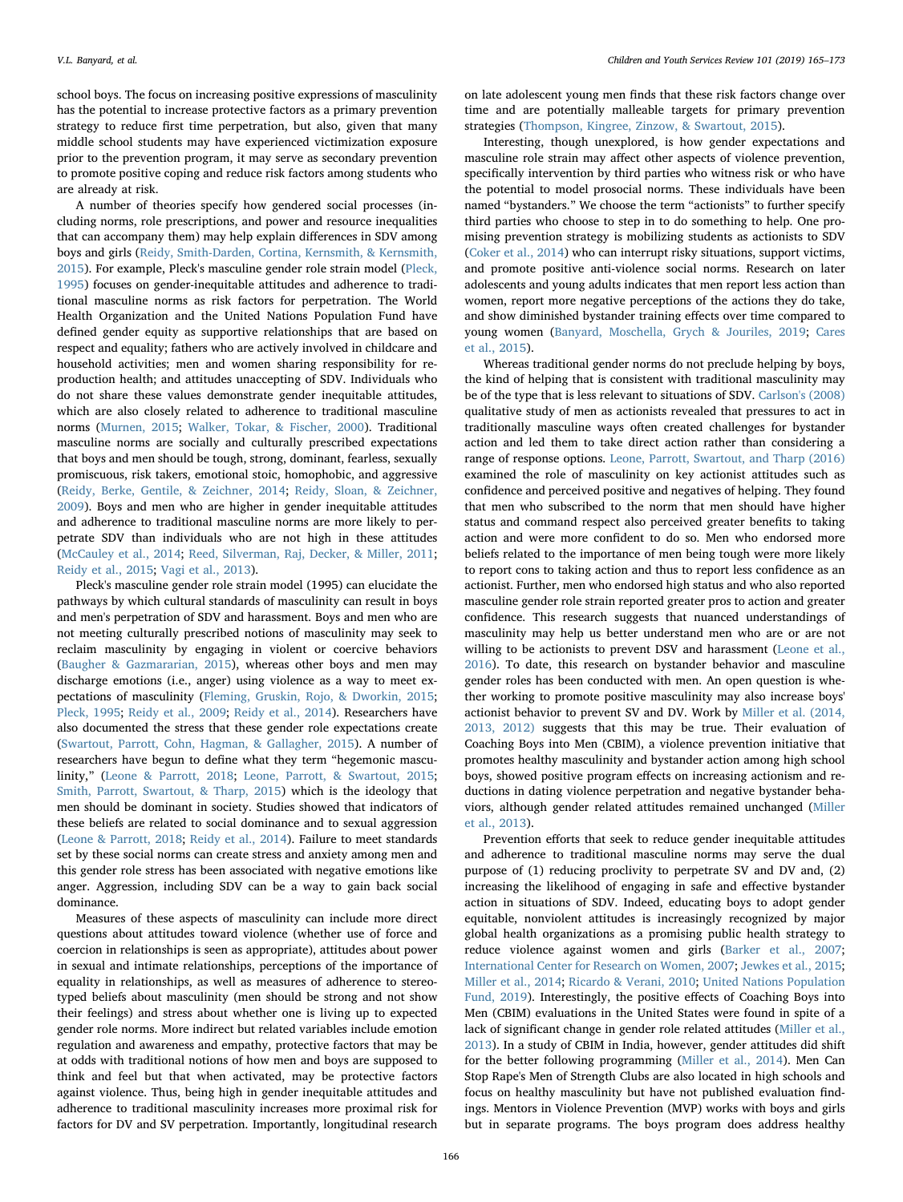school boys. The focus on increasing positive expressions of masculinity has the potential to increase protective factors as a primary prevention strategy to reduce first time perpetration, but also, given that many middle school students may have experienced victimization exposure prior to the prevention program, it may serve as secondary prevention to promote positive coping and reduce risk factors among students who are already at risk.

A number of theories specify how gendered social processes (including norms, role prescriptions, and power and resource inequalities that can accompany them) may help explain differences in SDV among boys and girls (Reidy, Smith-Darden, Cortina, Kernsmith, & Kernsmith, 2015). For example, Pleck's masculine gender role strain model (Pleck, 1995) focuses on gender-inequitable attitudes and adherence to traditional masculine norms as risk factors for perpetration. The World Health Organization and the United Nations Population Fund have defined gender equity as supportive relationships that are based on respect and equality; fathers who are actively involved in childcare and household activities; men and women sharing responsibility for reproduction health; and attitudes unaccepting of SDV. Individuals who do not share these values demonstrate gender inequitable attitudes, which are also closely related to adherence to traditional masculine norms (Murnen, 2015; Walker, Tokar, & Fischer, 2000). Traditional masculine norms are socially and culturally prescribed expectations that boys and men should be tough, strong, dominant, fearless, sexually promiscuous, risk takers, emotional stoic, homophobic, and aggressive (Reidy, Berke, Gentile, & Zeichner, 2014; Reidy, Sloan, & Zeichner, 2009). Boys and men who are higher in gender inequitable attitudes and adherence to traditional masculine norms are more likely to perpetrate SDV than individuals who are not high in these attitudes (McCauley et al., 2014; Reed, Silverman, Raj, Decker, & Miller, 2011; Reidy et al., 2015; Vagi et al., 2013).

Pleck's masculine gender role strain model (1995) can elucidate the pathways by which cultural standards of masculinity can result in boys and men's perpetration of SDV and harassment. Boys and men who are not meeting culturally prescribed notions of masculinity may seek to reclaim masculinity by engaging in violent or coercive behaviors (Baugher & Gazmararian, 2015), whereas other boys and men may discharge emotions (i.e., anger) using violence as a way to meet expectations of masculinity (Fleming, Gruskin, Rojo, & Dworkin, 2015; Pleck, 1995; Reidy et al., 2009; Reidy et al., 2014). Researchers have also documented the stress that these gender role expectations create (Swartout, Parrott, Cohn, Hagman, & Gallagher, 2015). A number of researchers have begun to define what they term "hegemonic masculinity," (Leone & Parrott, 2018; Leone, Parrott, & Swartout, 2015; Smith, Parrott, Swartout, & Tharp, 2015) which is the ideology that men should be dominant in society. Studies showed that indicators of these beliefs are related to social dominance and to sexual aggression (Leone & Parrott, 2018; Reidy et al., 2014). Failure to meet standards set by these social norms can create stress and anxiety among men and this gender role stress has been associated with negative emotions like anger. Aggression, including SDV can be a way to gain back social dominance.

Measures of these aspects of masculinity can include more direct questions about attitudes toward violence (whether use of force and coercion in relationships is seen as appropriate), attitudes about power in sexual and intimate relationships, perceptions of the importance of equality in relationships, as well as measures of adherence to stereotyped beliefs about masculinity (men should be strong and not show their feelings) and stress about whether one is living up to expected gender role norms. More indirect but related variables include emotion regulation and awareness and empathy, protective factors that may be at odds with traditional notions of how men and boys are supposed to think and feel but that when activated, may be protective factors against violence. Thus, being high in gender inequitable attitudes and adherence to traditional masculinity increases more proximal risk for factors for DV and SV perpetration. Importantly, longitudinal research on late adolescent young men finds that these risk factors change over time and are potentially malleable targets for primary prevention strategies (Thompson, Kingree, Zinzow, & Swartout, 2015).

Interesting, though unexplored, is how gender expectations and masculine role strain may affect other aspects of violence prevention, specifically intervention by third parties who witness risk or who have the potential to model prosocial norms. These individuals have been named "bystanders." We choose the term "actionists" to further specify third parties who choose to step in to do something to help. One promising prevention strategy is mobilizing students as actionists to SDV (Coker et al., 2014) who can interrupt risky situations, support victims, and promote positive anti-violence social norms. Research on later adolescents and young adults indicates that men report less action than women, report more negative perceptions of the actions they do take, and show diminished bystander training effects over time compared to young women (Banyard, Moschella, Grych & Jouriles, 2019; Cares et al., 2015).

Whereas traditional gender norms do not preclude helping by boys, the kind of helping that is consistent with traditional masculinity may be of the type that is less relevant to situations of SDV. Carlson's (2008) qualitative study of men as actionists revealed that pressures to act in traditionally masculine ways often created challenges for bystander action and led them to take direct action rather than considering a range of response options. Leone, Parrott, Swartout, and Tharp (2016) examined the role of masculinity on key actionist attitudes such as confidence and perceived positive and negatives of helping. They found that men who subscribed to the norm that men should have higher status and command respect also perceived greater benefits to taking action and were more confident to do so. Men who endorsed more beliefs related to the importance of men being tough were more likely to report cons to taking action and thus to report less confidence as an actionist. Further, men who endorsed high status and who also reported masculine gender role strain reported greater pros to action and greater confidence. This research suggests that nuanced understandings of masculinity may help us better understand men who are or are not willing to be actionists to prevent DSV and harassment (Leone et al., 2016). To date, this research on bystander behavior and masculine gender roles has been conducted with men. An open question is whether working to promote positive masculinity may also increase boys' actionist behavior to prevent SV and DV. Work by Miller et al. (2014, 2013, 2012) suggests that this may be true. Their evaluation of Coaching Boys into Men (CBIM), a violence prevention initiative that promotes healthy masculinity and bystander action among high school boys, showed positive program effects on increasing actionism and reductions in dating violence perpetration and negative bystander behaviors, although gender related attitudes remained unchanged (Miller et al., 2013).

Prevention efforts that seek to reduce gender inequitable attitudes and adherence to traditional masculine norms may serve the dual purpose of (1) reducing proclivity to perpetrate SV and DV and, (2) increasing the likelihood of engaging in safe and effective bystander action in situations of SDV. Indeed, educating boys to adopt gender equitable, nonviolent attitudes is increasingly recognized by major global health organizations as a promising public health strategy to reduce violence against women and girls (Barker et al., 2007; International Center for Research on Women, 2007; Jewkes et al., 2015; Miller et al., 2014; Ricardo & Verani, 2010; United Nations Population Fund, 2019). Interestingly, the positive effects of Coaching Boys into Men (CBIM) evaluations in the United States were found in spite of a lack of significant change in gender role related attitudes (Miller et al., 2013). In a study of CBIM in India, however, gender attitudes did shift for the better following programming (Miller et al., 2014). Men Can Stop Rape's Men of Strength Clubs are also located in high schools and focus on healthy masculinity but have not published evaluation findings. Mentors in Violence Prevention (MVP) works with boys and girls but in separate programs. The boys program does address healthy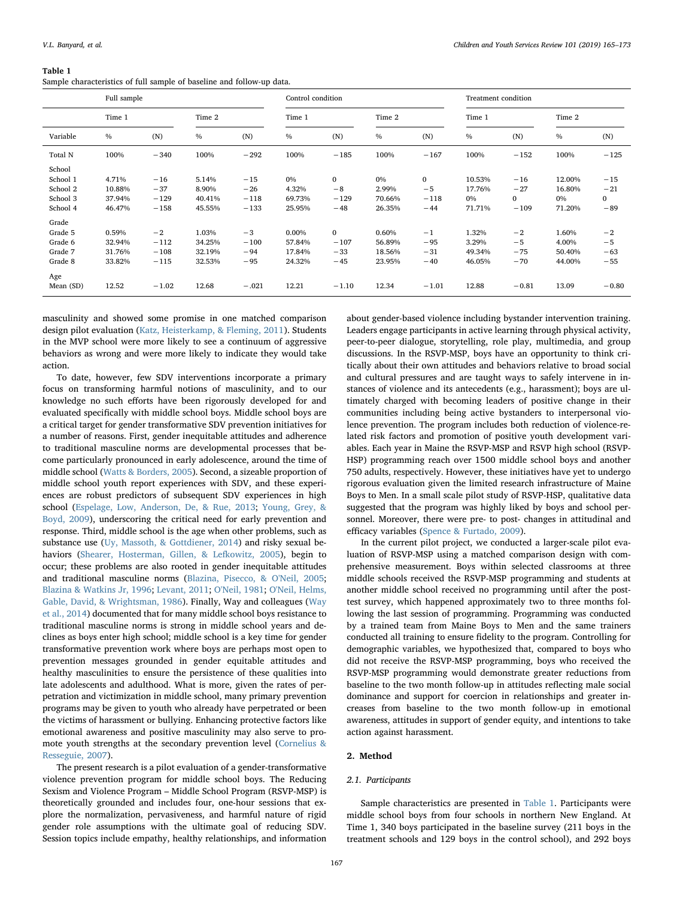**Table 1**
Sample characteristics of full sample of baseline and follow-up data.

| | Full sample | | | | Control condition | | | | Treatment condition | | | |
|---|---|---|---|---|---|---|---|---|---|---|---|---|
| | Time 1 | | Time 2 | | Time 1 | | Time 2 | | Time 1 | | Time 2 | |
| Variable | % | (N) | % | (N) | % | (N) | % | (N) | % | (N) | % | (N) |
| Total N | 100% | −340 | 100% | −292 | 100% | −185 | 100% | −167 | 100% | −152 | 100% | −125 |
| School | | | | | | | | | | | | |
| School 1 | 4.71% | −16 | 5.14% | −15 | 0% | 0 | 0% | 0 | 10.53% | −16 | 12.00% | −15 |
| School 2 | 10.88% | −37 | 8.90% | −26 | 4.32% | −8 | 2.99% | −5 | 17.76% | −27 | 16.80% | −21 |
| School 3 | 37.94% | −129 | 40.41% | −118 | 69.73% | −129 | 70.66% | −118 | 0% | 0 | 0% | 0 |
| School 4 | 46.47% | −158 | 45.55% | −133 | 25.95% | −48 | 26.35% | −44 | 71.71% | −109 | 71.20% | −89 |
| Grade | | | | | | | | | | | | |
| Grade 5 | 0.59% | −2 | 1.03% | −3 | 0.00% | 0 | 0.60% | −1 | 1.32% | −2 | 1.60% | −2 |
| Grade 6 | 32.94% | −112 | 34.25% | −100 | 57.84% | −107 | 56.89% | −95 | 3.29% | −5 | 4.00% | −5 |
| Grade 7 | 31.76% | −108 | 32.19% | −94 | 17.84% | −33 | 18.56% | −31 | 49.34% | −75 | 50.40% | −63 |
| Grade 8 | 33.82% | −115 | 32.53% | −95 | 24.32% | −45 | 23.95% | −40 | 46.05% | −70 | 44.00% | −55 |
| Age | | | | | | | | | | | | |
| Mean (SD) | 12.52 | −1.02 | 12.68 | −.021 | 12.21 | −1.10 | 12.34 | −1.01 | 12.88 | −0.81 | 13.09 | −0.80 |

masculinity and showed some promise in one matched comparison design pilot evaluation (Katz, Heisterkamp, & Fleming, 2011). Students in the MVP school were more likely to see a continuum of aggressive behaviors as wrong and were more likely to indicate they would take action.

To date, however, few SDV interventions incorporate a primary focus on transforming harmful notions of masculinity, and to our knowledge no such efforts have been rigorously developed for and evaluated specifically with middle school boys. Middle school boys are a critical target for gender transformative SDV prevention initiatives for a number of reasons. First, gender inequitable attitudes and adherence to traditional masculine norms are developmental processes that become particularly pronounced in early adolescence, around the time of middle school (Watts & Borders, 2005). Second, a sizeable proportion of middle school youth report experiences with SDV, and these experiences are robust predictors of subsequent SDV experiences in high school (Espelage, Low, Anderson, De, & Rue, 2013; Young, Grey, & Boyd, 2009), underscoring the critical need for early prevention and response. Third, middle school is the age when other problems, such as substance use (Uy, Massoth, & Gottdiener, 2014) and risky sexual behaviors (Shearer, Hosterman, Gillen, & Lefkowitz, 2005), begin to occur; these problems are also rooted in gender inequitable attitudes and traditional masculine norms (Blazina, Pisecco, & O'Neil, 2005; Blazina & Watkins Jr, 1996; Levant, 2011; O'Neil, 1981; O'Neil, Helms, Gable, David, & Wrightsman, 1986). Finally, Way and colleagues (Way et al., 2014) documented that for many middle school boys resistance to traditional masculine norms is strong in middle school years and declines as boys enter high school; middle school is a key time for gender transformative prevention work where boys are perhaps most open to prevention messages grounded in gender equitable attitudes and healthy masculinities to ensure the persistence of these qualities into late adolescents and adulthood. What is more, given the rates of perpetration and victimization in middle school, many primary prevention programs may be given to youth who already have perpetrated or been the victims of harassment or bullying. Enhancing protective factors like emotional awareness and positive masculinity may also serve to promote youth strengths at the secondary prevention level (Cornelius & Resseguie, 2007).

The present research is a pilot evaluation of a gender-transformative violence prevention program for middle school boys. The Reducing Sexism and Violence Program – Middle School Program (RSVP-MSP) is theoretically grounded and includes four, one-hour sessions that explore the normalization, pervasiveness, and harmful nature of rigid gender role assumptions with the ultimate goal of reducing SDV. Session topics include empathy, healthy relationships, and information about gender-based violence including bystander intervention training. Leaders engage participants in active learning through physical activity, peer-to-peer dialogue, storytelling, role play, multimedia, and group discussions. In the RSVP-MSP, boys have an opportunity to think critically about their own attitudes and behaviors relative to broad social and cultural pressures and are taught ways to safely intervene in instances of violence and its antecedents (e.g., harassment); boys are ultimately charged with becoming leaders of positive change in their communities including being active bystanders to interpersonal violence prevention. The program includes both reduction of violence-related risk factors and promotion of positive youth development variables. Each year in Maine the RSVP-MSP and RSVP high school (RSVP-HSP) programming reach over 1500 middle school boys and another 750 adults, respectively. However, these initiatives have yet to undergo rigorous evaluation given the limited research infrastructure of Maine Boys to Men. In a small scale pilot study of RSVP-HSP, qualitative data suggested that the program was highly liked by boys and school personnel. Moreover, there were pre- to post- changes in attitudinal and efficacy variables (Spence & Furtado, 2009).

In the current pilot project, we conducted a larger-scale pilot evaluation of RSVP-MSP using a matched comparison design with comprehensive measurement. Boys within selected classrooms at three middle schools received the RSVP-MSP programming and students at another middle school received no programming until after the posttest survey, which happened approximately two to three months following the last session of programming. Programming was conducted by a trained team from Maine Boys to Men and the same trainers conducted all training to ensure fidelity to the program. Controlling for demographic variables, we hypothesized that, compared to boys who did not receive the RSVP-MSP programming, boys who received the RSVP-MSP programming would demonstrate greater reductions from baseline to the two month follow-up in attitudes reflecting male social dominance and support for coercion in relationships and greater increases from baseline to the two month follow-up in emotional awareness, attitudes in support of gender equity, and intentions to take action against harassment.

## 2. Method

### 2.1. Participants

Sample characteristics are presented in Table 1. Participants were middle school boys from four schools in northern New England. At Time 1, 340 boys participated in the baseline survey (211 boys in the treatment schools and 129 boys in the control school), and 292 boys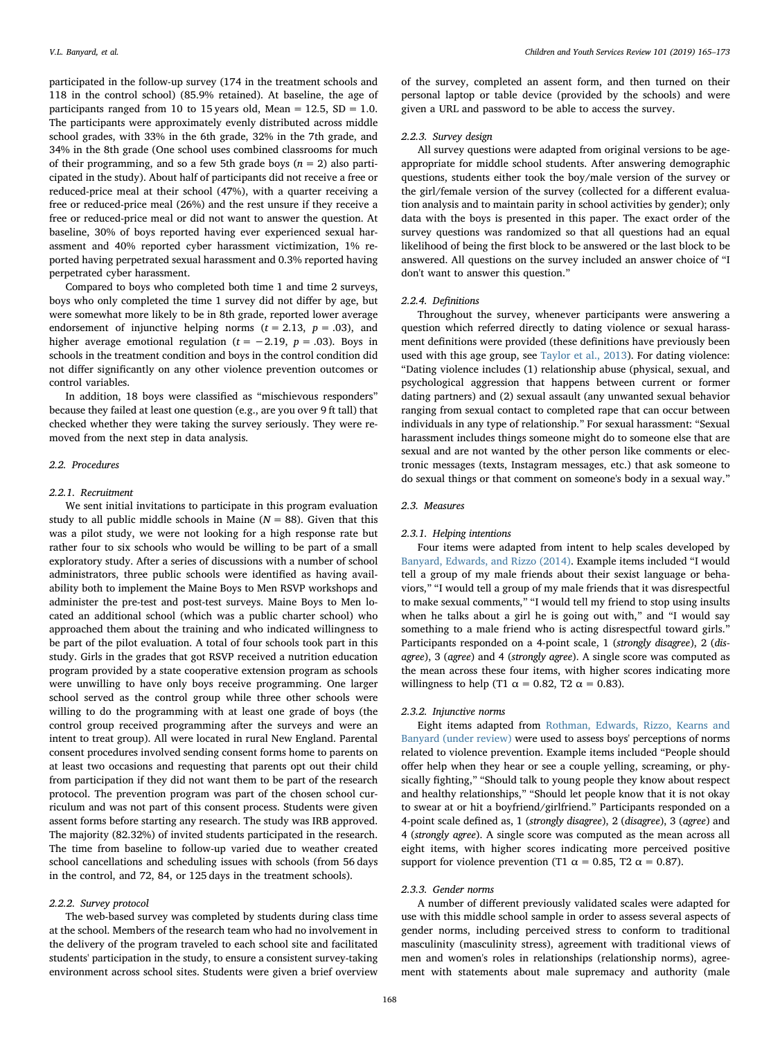participated in the follow-up survey (174 in the treatment schools and 118 in the control school) (85.9% retained). At baseline, the age of participants ranged from 10 to 15 years old, Mean = 12.5, SD = 1.0. The participants were approximately evenly distributed across middle school grades, with 33% in the 6th grade, 32% in the 7th grade, and 34% in the 8th grade (One school uses combined classrooms for much of their programming, and so a few 5th grade boys ($n = 2$) also participated in the study). About half of participants did not receive a free or reduced-price meal at their school (47%), with a quarter receiving a free or reduced-price meal (26%) and the rest unsure if they receive a free or reduced-price meal or did not want to answer the question. At baseline, 30% of boys reported having ever experienced sexual harassment and 40% reported cyber harassment victimization, 1% reported having perpetrated sexual harassment and 0.3% reported having perpetrated cyber harassment.

Compared to boys who completed both time 1 and time 2 surveys, boys who only completed the time 1 survey did not differ by age, but were somewhat more likely to be in 8th grade, reported lower average endorsement of injunctive helping norms ($t = 2.13$, $p = .03$), and higher average emotional regulation ($t = -2.19$, $p = .03$). Boys in schools in the treatment condition and boys in the control condition did not differ significantly on any other violence prevention outcomes or control variables.

In addition, 18 boys were classified as "mischievous responders" because they failed at least one question (e.g., are you over 9 ft tall) that checked whether they were taking the survey seriously. They were removed from the next step in data analysis.

## 2.2. Procedures

### 2.2.1. Recruitment

We sent initial invitations to participate in this program evaluation study to all public middle schools in Maine ($N = 88$). Given that this was a pilot study, we were not looking for a high response rate but rather four to six schools who would be willing to be part of a small exploratory study. After a series of discussions with a number of school administrators, three public schools were identified as having availability both to implement the Maine Boys to Men RSVP workshops and administer the pre-test and post-test surveys. Maine Boys to Men located an additional school (which was a public charter school) who approached them about the training and who indicated willingness to be part of the pilot evaluation. A total of four schools took part in this study. Girls in the grades that got RSVP received a nutrition education program provided by a state cooperative extension program as schools were unwilling to have only boys receive programming. One larger school served as the control group while three other schools were willing to do the programming with at least one grade of boys (the control group received programming after the surveys and were an intent to treat group). All were located in rural New England. Parental consent procedures involved sending consent forms home to parents on at least two occasions and requesting that parents opt out their child from participation if they did not want them to be part of the research protocol. The prevention program was part of the chosen school curriculum and was not part of this consent process. Students were given assent forms before starting any research. The study was IRB approved. The majority (82.32%) of invited students participated in the research. The time from baseline to follow-up varied due to weather created school cancellations and scheduling issues with schools (from 56 days in the control, and 72, 84, or 125 days in the treatment schools).

### 2.2.2. Survey protocol

The web-based survey was completed by students during class time at the school. Members of the research team who had no involvement in the delivery of the program traveled to each school site and facilitated students' participation in the study, to ensure a consistent survey-taking environment across school sites. Students were given a brief overview of the survey, completed an assent form, and then turned on their personal laptop or table device (provided by the schools) and were given a URL and password to be able to access the survey.

### 2.2.3. Survey design

All survey questions were adapted from original versions to be age-appropriate for middle school students. After answering demographic questions, students either took the boy/male version of the survey or the girl/female version of the survey (collected for a different evaluation analysis and to maintain parity in school activities by gender); only data with the boys is presented in this paper. The exact order of the survey questions was randomized so that all questions had an equal likelihood of being the first block to be answered or the last block to be answered. All questions on the survey included an answer choice of "I don't want to answer this question."

### 2.2.4. Definitions

Throughout the survey, whenever participants were answering a question which referred directly to dating violence or sexual harassment definitions were provided (these definitions have previously been used with this age group, see Taylor et al., 2013). For dating violence: "Dating violence includes (1) relationship abuse (physical, sexual, and psychological aggression that happens between current or former dating partners) and (2) sexual assault (any unwanted sexual behavior ranging from sexual contact to completed rape that can occur between individuals in any type of relationship." For sexual harassment: "Sexual harassment includes things someone might do to someone else that are sexual and are not wanted by the other person like comments or electronic messages (texts, Instagram messages, etc.) that ask someone to do sexual things or that comment on someone's body in a sexual way."

## 2.3. Measures

### 2.3.1. Helping intentions

Four items were adapted from intent to help scales developed by Banyard, Edwards, and Rizzo (2014). Example items included "I would tell a group of my male friends about their sexist language or behaviors," "I would tell a group of my male friends that it was disrespectful to make sexual comments," "I would tell my friend to stop using insults when he talks about a girl he is going out with," and "I would say something to a male friend who is acting disrespectful toward girls." Participants responded on a 4-point scale, 1 (*strongly disagree*), 2 (*disagree*), 3 (*agree*) and 4 (*strongly agree*). A single score was computed as the mean across these four items, with higher scores indicating more willingness to help (T1 $\alpha = 0.82$, T2 $\alpha = 0.83$).

### 2.3.2. Injunctive norms

Eight items adapted from Rothman, Edwards, Rizzo, Kearns and Banyard (under review) were used to assess boys' perceptions of norms related to violence prevention. Example items included "People should offer help when they hear or see a couple yelling, screaming, or physically fighting," "Should talk to young people they know about respect and healthy relationships," "Should let people know that it is not okay to swear at or hit a boyfriend/girlfriend." Participants responded on a 4-point scale defined as, 1 (*strongly disagree*), 2 (*disagree*), 3 (*agree*) and 4 (*strongly agree*). A single score was computed as the mean across all eight items, with higher scores indicating more perceived positive support for violence prevention (T1 $\alpha = 0.85$, T2 $\alpha = 0.87$).

### 2.3.3. Gender norms

A number of different previously validated scales were adapted for use with this middle school sample in order to assess several aspects of gender norms, including perceived stress to conform to traditional masculinity (masculinity stress), agreement with traditional views of men and women's roles in relationships (relationship norms), agreement with statements about male supremacy and authority (male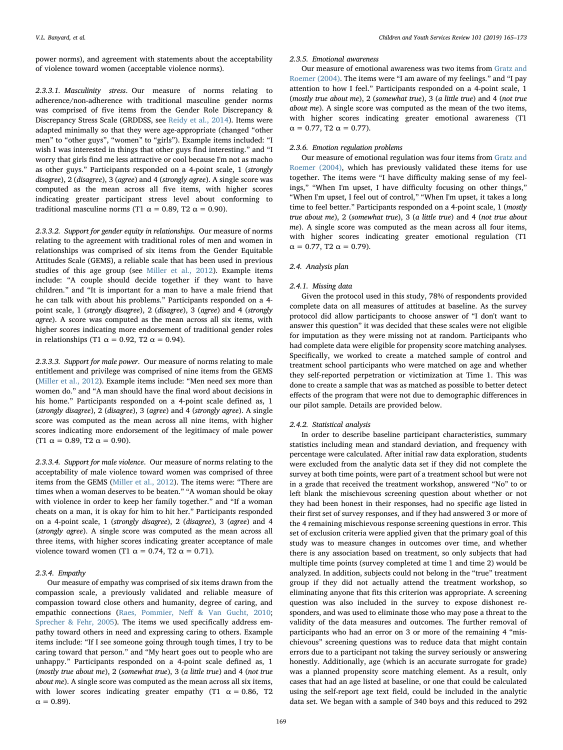power norms), and agreement with statements about the acceptability of violence toward women (acceptable violence norms).

#### 2.3.3.1. Masculinity stress

Our measure of norms relating to adherence/non-adherence with traditional masculine gender norms was comprised of five items from the Gender Role Discrepancy & Discrepancy Stress Scale (GRDDSS, see Reidy et al., 2014). Items were adapted minimally so that they were age-appropriate (changed "other men" to "other guys", "women" to "girls"). Example items included: "I wish I was interested in things that other guys find interesting." and "I worry that girls find me less attractive or cool because I'm not as macho as other guys." Participants responded on a 4-point scale, 1 (*strongly disagree*), 2 (*disagree*), 3 (*agree*) and 4 (*strongly agree*). A single score was computed as the mean across all five items, with higher scores indicating greater participant stress level about conforming to traditional masculine norms (T1 α = 0.89, T2 α = 0.90).

#### 2.3.3.2. Support for gender equity in relationships

Our measure of norms relating to the agreement with traditional roles of men and women in relationships was comprised of six items from the Gender Equitable Attitudes Scale (GEMS), a reliable scale that has been used in previous studies of this age group (see Miller et al., 2012). Example items include: "A couple should decide together if they want to have children." and "It is important for a man to have a male friend that he can talk with about his problems." Participants responded on a 4-point scale, 1 (*strongly disagree*), 2 (*disagree*), 3 (*agree*) and 4 (*strongly agree*). A score was computed as the mean across all six items, with higher scores indicating more endorsement of traditional gender roles in relationships (T1 α = 0.92, T2 α = 0.94).

#### 2.3.3.3. Support for male power

Our measure of norms relating to male entitlement and privilege was comprised of nine items from the GEMS (Miller et al., 2012). Example items include: "Men need sex more than women do." and "A man should have the final word about decisions in his home." Participants responded on a 4-point scale defined as, 1 (*strongly disagree*), 2 (*disagree*), 3 (*agree*) and 4 (*strongly agree*). A single score was computed as the mean across all nine items, with higher scores indicating more endorsement of the legitimacy of male power (T1 α = 0.89, T2 α = 0.90).

#### 2.3.3.4. Support for male violence

Our measure of norms relating to the acceptability of male violence toward women was comprised of three items from the GEMS (Miller et al., 2012). The items were: "There are times when a woman deserves to be beaten." "A woman should be okay with violence in order to keep her family together." and "If a woman cheats on a man, it is okay for him to hit her." Participants responded on a 4-point scale, 1 (*strongly disagree*), 2 (*disagree*), 3 (*agree*) and 4 (*strongly agree*). A single score was computed as the mean across all three items, with higher scores indicating greater acceptance of male violence toward women (T1 α = 0.74, T2 α = 0.71).

### 2.3.4. Empathy

Our measure of empathy was comprised of six items drawn from the compassion scale, a previously validated and reliable measure of compassion toward close others and humanity, degree of caring, and empathic connections (Raes, Pommier, Neff & Van Gucht, 2010; Sprecher & Fehr, 2005). The items we used specifically address empathy toward others in need and expressing caring to others. Example items include: "If I see someone going through tough times, I try to be caring toward that person." and "My heart goes out to people who are unhappy." Participants responded on a 4-point scale defined as, 1 (*mostly true about me*), 2 (*somewhat true*), 3 (*a little true*) and 4 (*not true about me*). A single score was computed as the mean across all six items, with lower scores indicating greater empathy (T1 α = 0.86, T2 α = 0.89).

### 2.3.5. Emotional awareness

Our measure of emotional awareness was two items from Gratz and Roemer (2004). The items were "I am aware of my feelings." and "I pay attention to how I feel." Participants responded on a 4-point scale, 1 (*mostly true about me*), 2 (*somewhat true*), 3 (*a little true*) and 4 (*not true about me*). A single score was computed as the mean of the two items, with higher scores indicating greater emotional awareness (T1 α = 0.77, T2 α = 0.77).

### 2.3.6. Emotion regulation problems

Our measure of emotional regulation was four items from Gratz and Roemer (2004), which has previously validated these items for use together. The items were "I have difficulty making sense of my feelings," "When I'm upset, I have difficulty focusing on other things," "When I'm upset, I feel out of control," "When I'm upset, it takes a long time to feel better." Participants responded on a 4-point scale, 1 (*mostly true about me*), 2 (*somewhat true*), 3 (*a little true*) and 4 (*not true about me*). A single score was computed as the mean across all four items, with higher scores indicating greater emotional regulation (T1 α = 0.77, T2 α = 0.79).

## 2.4. Analysis plan

### 2.4.1. Missing data

Given the protocol used in this study, 78% of respondents provided complete data on all measures of attitudes at baseline. As the survey protocol did allow participants to choose answer of "I don't want to answer this question" it was decided that these scales were not eligible for imputation as they were missing not at random. Participants who had complete data were eligible for propensity score matching analyses. Specifically, we worked to create a matched sample of control and treatment school participants who were matched on age and whether they self-reported perpetration or victimization at Time 1. This was done to create a sample that was as matched as possible to better detect effects of the program that were not due to demographic differences in our pilot sample. Details are provided below.

### 2.4.2. Statistical analysis

In order to describe baseline participant characteristics, summary statistics including mean and standard deviation, and frequency with percentage were calculated. After initial raw data exploration, students were excluded from the analytic data set if they did not complete the survey at both time points, were part of a treatment school but were not in a grade that received the treatment workshop, answered "No" to or left blank the mischievous screening question about whether or not they had been honest in their responses, had no specific age listed in their first set of survey responses, and if they had answered 3 or more of the 4 remaining mischievous response screening questions in error. This set of exclusion criteria were applied given that the primary goal of this study was to measure changes in outcomes over time, and whether there is any association based on treatment, so only subjects that had multiple time points (survey completed at time 1 and time 2) would be analyzed. In addition, subjects could not belong in the "true" treatment group if they did not actually attend the treatment workshop, so eliminating anyone that fits this criterion was appropriate. A screening question was also included in the survey to expose dishonest responders, and was used to eliminate those who may pose a threat to the validity of the data measures and outcomes. The further removal of participants who had an error on 3 or more of the remaining 4 "mischievous" screening questions was to reduce data that might contain errors due to a participant not taking the survey seriously or answering honestly. Additionally, age (which is an accurate surrogate for grade) was a planned propensity score matching element. As a result, only cases that had an age listed at baseline, or one that could be calculated using the self-report age text field, could be included in the analytic data set. We began with a sample of 340 boys and this reduced to 292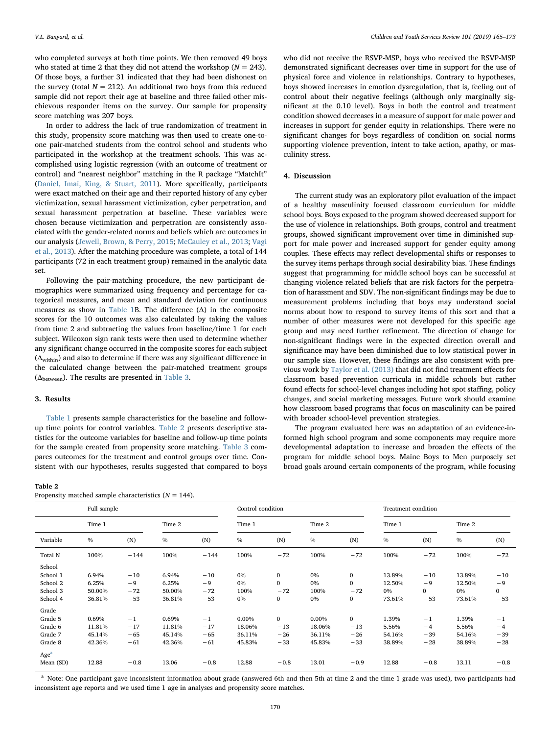who completed surveys at both time points. We then removed 49 boys who stated at time 2 that they did not attend the workshop (N = 243). Of those boys, a further 31 indicated that they had been dishonest on the survey (total N = 212). An additional two boys from this reduced sample did not report their age at baseline and three failed other mischievous responder items on the survey. Our sample for propensity score matching was 207 boys.

In order to address the lack of true randomization of treatment in this study, propensity score matching was then used to create one-to-one pair-matched students from the control school and students who participated in the workshop at the treatment schools. This was accomplished using logistic regression (with an outcome of treatment or control) and "nearest neighbor" matching in the R package "MatchIt" (Daniel, Imai, King, & Stuart, 2011). More specifically, participants were exact matched on their age and their reported history of any cyber victimization, sexual harassment victimization, cyber perpetration, and sexual harassment perpetration at baseline. These variables were chosen because victimization and perpetration are consistently associated with the gender-related norms and beliefs which are outcomes in our analysis (Jewell, Brown, & Perry, 2015; McCauley et al., 2013; Vagi et al., 2013). After the matching procedure was complete, a total of 144 participants (72 in each treatment group) remained in the analytic data set.

Following the pair-matching procedure, the new participant demographics were summarized using frequency and percentage for categorical measures, and mean and standard deviation for continuous measures as show in Table 1B. The difference (Δ) in the composite scores for the 10 outcomes was also calculated by taking the values from time 2 and subtracting the values from baseline/time 1 for each subject. Wilcoxon sign rank tests were then used to determine whether any significant change occurred in the composite scores for each subject ($\Delta_{within}$) and also to determine if there was any significant difference in the calculated change between the pair-matched treatment groups ($\Delta_{between}$). The results are presented in Table 3.

## 3. Results

Table 1 presents sample characteristics for the baseline and follow-up time points for control variables. Table 2 presents descriptive statistics for the outcome variables for baseline and follow-up time points for the sample created from propensity score matching. Table 3 compares outcomes for the treatment and control groups over time. Consistent with our hypotheses, results suggested that compared to boys who did not receive the RSVP-MSP, boys who received the RSVP-MSP demonstrated significant decreases over time in support for the use of physical force and violence in relationships. Contrary to hypotheses, boys showed increases in emotion dysregulation, that is, feeling out of control about their negative feelings (although only marginally significant at the 0.10 level). Boys in both the control and treatment condition showed decreases in a measure of support for male power and increases in support for gender equity in relationships. There were no significant changes for boys regardless of condition on social norms supporting violence prevention, intent to take action, apathy, or masculinity stress.

## 4. Discussion

The current study was an exploratory pilot evaluation of the impact of a healthy masculinity focused classroom curriculum for middle school boys. Boys exposed to the program showed decreased support for the use of violence in relationships. Both groups, control and treatment groups, showed significant improvement over time in diminished support for male power and increased support for gender equity among couples. These effects may reflect developmental shifts or responses to the survey items perhaps through social desirability bias. These findings suggest that programming for middle school boys can be successful at changing violence related beliefs that are risk factors for the perpetration of harassment and SDV. The non-significant findings may be due to measurement problems including that boys may understand social norms about how to respond to survey items of this sort and that a number of other measures were not developed for this specific age group and may need further refinement. The direction of change for non-significant findings were in the expected direction overall and significance may have been diminished due to low statistical power in our sample size. However, these findings are also consistent with previous work by Taylor et al. (2013) that did not find treatment effects for classroom based prevention curricula in middle schools but rather found effects for school-level changes including hot spot staffing, policy changes, and social marketing messages. Future work should examine how classroom based programs that focus on masculinity can be paired with broader school-level prevention strategies.

The program evaluated here was an adaptation of an evidence-informed high school program and some components may require more developmental adaptation to increase and broaden the effects of the program for middle school boys. Maine Boys to Men purposely set broad goals around certain components of the program, while focusing

**Table 2**
Propensity matched sample characteristics (N = 144).

| | Full sample | | | | Control condition | | | | Treatment condition | | | |
|---|---|---|---|---|---|---|---|---|---|---|---|---|
| | Time 1 | | Time 2 | | Time 1 | | Time 2 | | Time 1 | | Time 2 | |
| Variable | % | (N) | % | (N) | % | (N) | % | (N) | % | (N) | % | (N) |
| Total N | 100% | −144 | 100% | −144 | 100% | −72 | 100% | −72 | 100% | −72 | 100% | −72 |
| School | | | | | | | | | | | | |
| School 1 | 6.94% | −10 | 6.94% | −10 | 0% | 0 | 0% | 0 | 13.89% | −10 | 13.89% | −10 |
| School 2 | 6.25% | −9 | 6.25% | −9 | 0% | 0 | 0% | 0 | 12.50% | −9 | 12.50% | −9 |
| School 3 | 50.00% | −72 | 50.00% | −72 | 100% | −72 | 100% | −72 | 0% | 0 | 0% | 0 |
| School 4 | 36.81% | −53 | 36.81% | −53 | 0% | 0 | 0% | 0 | 73.61% | −53 | 73.61% | −53 |
| Grade | | | | | | | | | | | | |
| Grade 5 | 0.69% | −1 | 0.69% | −1 | 0.00% | 0 | 0.00% | 0 | 1.39% | −1 | 1.39% | −1 |
| Grade 6 | 11.81% | −17 | 11.81% | −17 | 18.06% | −13 | 18.06% | −13 | 5.56% | −4 | 5.56% | −4 |
| Grade 7 | 45.14% | −65 | 45.14% | −65 | 36.11% | −26 | 36.11% | −26 | 54.16% | −39 | 54.16% | −39 |
| Grade 8 | 42.36% | −61 | 42.36% | −61 | 45.83% | −33 | 45.83% | −33 | 38.89% | −28 | 38.89% | −28 |
| Age[a] | | | | | | | | | | | | |
| Mean (SD) | 12.88 | −0.8 | 13.06 | −0.8 | 12.88 | −0.8 | 13.01 | −0.9 | 12.88 | −0.8 | 13.11 | −0.8 |

[a] Note: One participant gave inconsistent information about grade (answered 6th and then 5th at time 2 and the time 1 grade was used), two participants had inconsistent age reports and we used time 1 age in analyses and propensity score matches.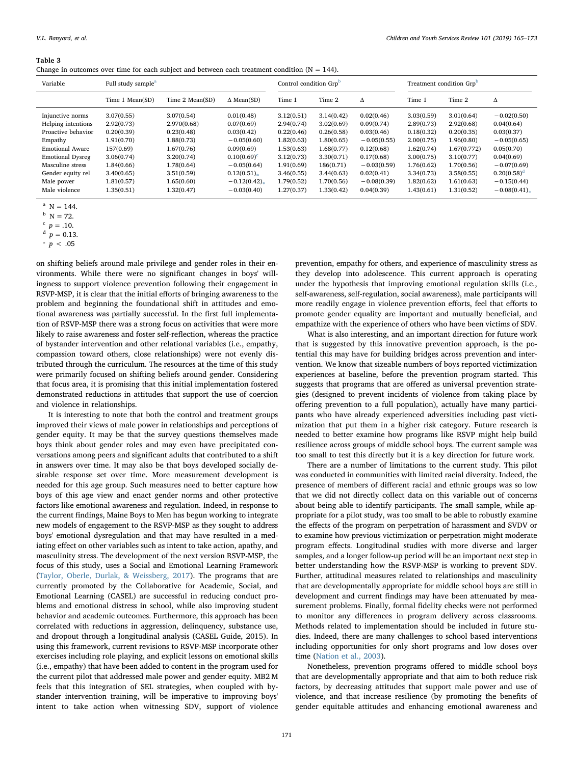**Table 3**
Change in outcomes over time for each subject and between each treatment condition (N = 144).

| Variable | Full study sample[a] | | | Control condition Grp[b] | | | Treatment condition Grp[b] | | |
|---|---|---|---|---|---|---|---|---|---|
| | Time 1 Mean(SD) | Time 2 Mean(SD) | Δ Mean(SD) | Time 1 | Time 2 | Δ | Time 1 | Time 2 | Δ |
| Injunctive norms | 3.07(0.55) | 3.07(0.54) | 0.01(0.48) | 3.12(0.51) | 3.14(0.42) | 0.02(0.46) | 3.03(0.59) | 3.01(0.64) | −0.02(0.50) |
| Helping intentions | 2.92(0.73) | 2.970(0.68) | 0.07(0.69) | 2.94(0.74) | 3.02(0.69) | 0.09(0.74) | 2.89(0.73) | 2.92(0.68) | 0.04(0.64) |
| Proactive behavior | 0.20(0.39) | 0.23(0.48) | 0.03(0.42) | 0.22(0.46) | 0.26(0.58) | 0.03(0.46) | 0.18(0.32) | 0.20(0.35) | 0.03(0.37) |
| Empathy | 1.91(0.70) | 1.88(0.73) | −0.05(0.60) | 1.82(0.63) | 1.80(0.65) | −0.05(0.55) | 2.00(0.75) | 1.96(0.80) | −0.05(0.65) |
| Emotional Aware | 157(0.69) | 1.67(0.76) | 0.09(0.69) | 1.53(0.63) | 1.68(0.77) | 0.12(0.68) | 1.62(0.74) | 1.67(0.772) | 0.05(0.70) |
| Emotional Dysreg | 3.06(0.74) | 3.20(0.74) | 0.10(0.69)[c] | 3.12(0.73) | 3.30(0.71) | 0.17(0.68) | 3.00(0.75) | 3.10(0.77) | 0.04(0.69) |
| Masculine stress | 1.84(0.66) | 1.78(0.64) | −0.05(0.64) | 1.91(0.69) | 186(0.71) | −0.03(0.59) | 1.76(0.62) | 1.70(0.56) | −0.07(0.69) |
| Gender equity rel | 3.40(0.65) | 3.51(0.59) | 0.12(0.51)[*] | 3.46(0.55) | 3.44(0.63) | 0.02(0.41) | 3.34(0.73) | 3.58(0.55) | 0.20(0.58)[d] |
| Male power | 1.81(0.57) | 1.65(0.60) | −0.12(0.42)[*] | 1.79(0.52) | 1.70(0.56) | −0.08(0.39) | 1.82(0.62) | 1.61(0.63) | −0.15(0.44) |
| Male violence | 1.35(0.51) | 1.32(0.47) | −0.03(0.40) | 1.27(0.37) | 1.33(0.42) | 0.04(0.39) | 1.43(0.61) | 1.31(0.52) | −0.08(0.41)[*] |

[a] N = 144.
[b] N = 72.
[c] $p = .10$.
[d] $p = 0.13$.
[*] $p < .05$

on shifting beliefs around male privilege and gender roles in their environments. While there were no significant changes in boys' willingness to support violence prevention following their engagement in RSVP-MSP, it is clear that the initial efforts of bringing awareness to the problem and beginning the foundational shift in attitudes and emotional awareness was partially successful. In the first full implementation of RSVP-MSP there was a strong focus on activities that were more likely to raise awareness and foster self-reflection, whereas the practice of bystander intervention and other relational variables (i.e., empathy, compassion toward others, close relationships) were not evenly distributed through the curriculum. The resources at the time of this study were primarily focused on shifting beliefs around gender. Considering that focus area, it is promising that this initial implementation fostered demonstrated reductions in attitudes that support the use of coercion and violence in relationships.

It is interesting to note that both the control and treatment groups improved their views of male power in relationships and perceptions of gender equity. It may be that the survey questions themselves made boys think about gender roles and may even have precipitated conversations among peers and significant adults that contributed to a shift in answers over time. It may also be that boys developed socially desirable response set over time. More measurement development is needed for this age group. Such measures need to better capture how boys of this age view and enact gender norms and other protective factors like emotional awareness and regulation. Indeed, in response to the current findings, Maine Boys to Men has begun working to integrate new models of engagement to the RSVP-MSP as they sought to address boys' emotional dysregulation and that may have resulted in a mediating effect on other variables such as intent to take action, apathy, and masculinity stress. The development of the next version RSVP-MSP, the focus of this study, uses a Social and Emotional Learning Framework (Taylor, Oberle, Durlak, & Weissberg, 2017). The programs that are currently promoted by the Collaborative for Academic, Social, and Emotional Learning (CASEL) are successful in reducing conduct problems and emotional distress in school, while also improving student behavior and academic outcomes. Furthermore, this approach has been correlated with reductions in aggression, delinquency, substance use, and dropout through a longitudinal analysis (CASEL Guide, 2015). In using this framework, current revisions to RSVP-MSP incorporate other exercises including role playing, and explicit lessons on emotional skills (i.e., empathy) that have been added to content in the program used for the current pilot that addressed male power and gender equity. MB2 M feels that this integration of SEL strategies, when coupled with bystander intervention training, will be imperative to improving boys' intent to take action when witnessing SDV, support of violence prevention, empathy for others, and experience of masculinity stress as they develop into adolescence. This current approach is operating under the hypothesis that improving emotional regulation skills (i.e., self-awareness, self-regulation, social awareness), male participants will more readily engage in violence prevention efforts, feel that efforts to promote gender equality are important and mutually beneficial, and empathize with the experience of others who have been victims of SDV.

What is also interesting, and an important direction for future work that is suggested by this innovative prevention approach, is the potential this may have for building bridges across prevention and intervention. We know that sizeable numbers of boys reported victimization experiences at baseline, before the prevention program started. This suggests that programs that are offered as universal prevention strategies (designed to prevent incidents of violence from taking place by offering prevention to a full population), actually have many participants who have already experienced adversities including past victimization that put them in a higher risk category. Future research is needed to better examine how programs like RSVP might help build resilience across groups of middle school boys. The current sample was too small to test this directly but it is a key direction for future work.

There are a number of limitations to the current study. This pilot was conducted in communities with limited racial diversity. Indeed, the presence of members of different racial and ethnic groups was so low that we did not directly collect data on this variable out of concerns about being able to identify participants. The small sample, while appropriate for a pilot study, was too small to be able to robustly examine the effects of the program on perpetration of harassment and SVDV or to examine how previous victimization or perpetration might moderate program effects. Longitudinal studies with more diverse and larger samples, and a longer follow-up period will be an important next step in better understanding how the RSVP-MSP is working to prevent SDV. Further, attitudinal measures related to relationships and masculinity that are developmentally appropriate for middle school boys are still in development and current findings may have been attenuated by measurement problems. Finally, formal fidelity checks were not performed to monitor any differences in program delivery across classrooms. Methods related to implementation should be included in future studies. Indeed, there are many challenges to school based interventions including opportunities for only short programs and low doses over time (Nation et al., 2003).

Nonetheless, prevention programs offered to middle school boys that are developmentally appropriate and that aim to both reduce risk factors, by decreasing attitudes that support male power and use of violence, and that increase resilience (by promoting the benefits of gender equitable attitudes and enhancing emotional awareness and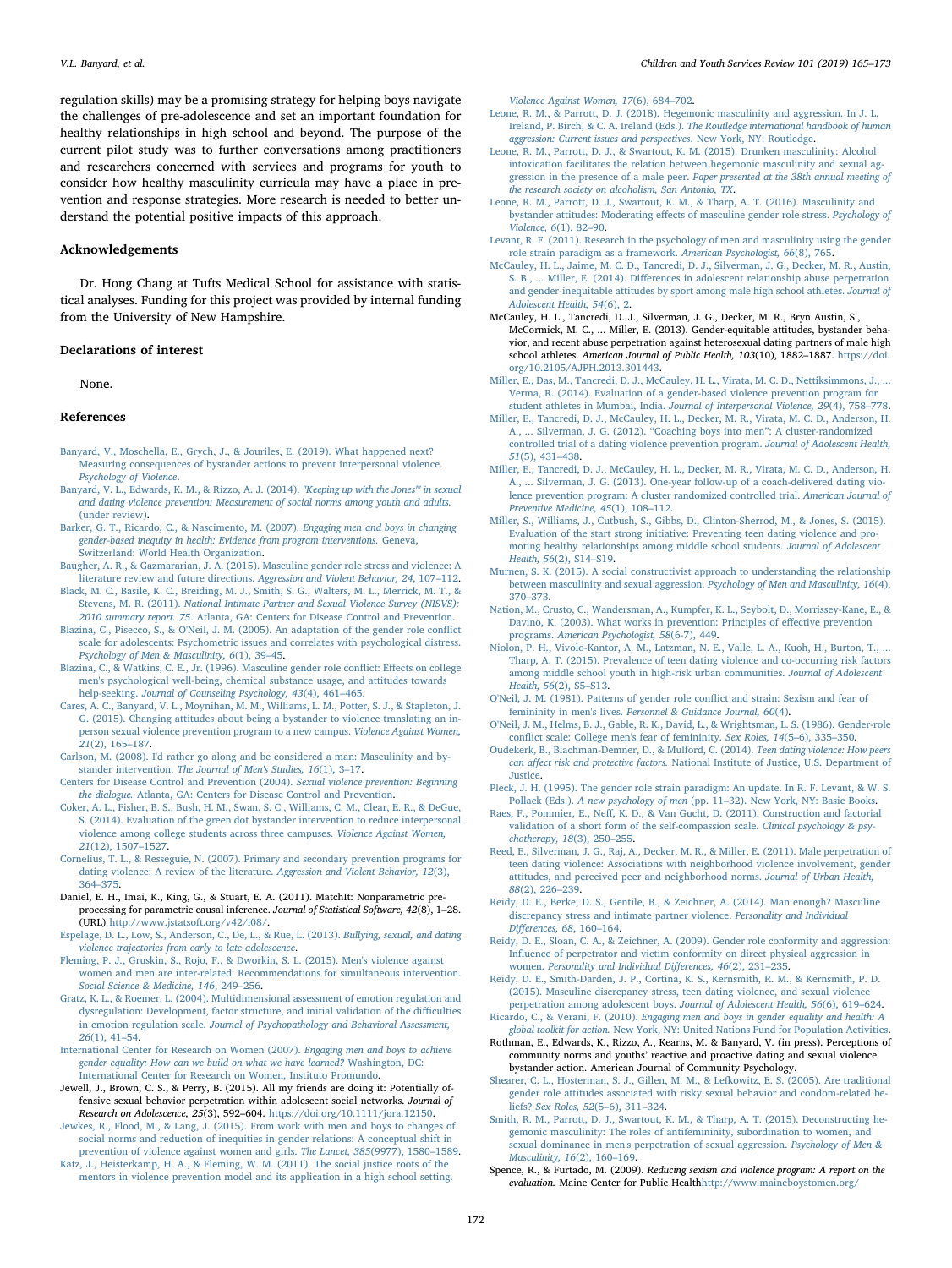regulation skills) may be a promising strategy for helping boys navigate the challenges of pre-adolescence and set an important foundation for healthy relationships in high school and beyond. The purpose of the current pilot study was to further conversations among practitioners and researchers concerned with services and programs for youth to consider how healthy masculinity curricula may have a place in prevention and response strategies. More research is needed to better understand the potential positive impacts of this approach.

## Acknowledgements

Dr. Hong Chang at Tufts Medical School for assistance with statistical analyses. Funding for this project was provided by internal funding from the University of New Hampshire.

## Declarations of interest

None.

## References

Banyard, V., Moschella, E., Grych, J., & Jouriles, E. (2019). What happened next? Measuring consequences of bystander actions to prevent interpersonal violence. *Psychology of Violence*.

Banyard, V. L., Edwards, K. M., & Rizzo, A. J. (2014). *"Keeping up with the Jones"' in sexual and dating violence prevention: Measurement of social norms among youth and adults.* (under review).

Barker, G. T., Ricardo, C., & Nascimento, M. (2007). *Engaging men and boys in changing gender-based inequity in health: Evidence from program interventions.* Geneva, Switzerland: World Health Organization.

Baugher, A. R., & Gazmararian, J. A. (2015). Masculine gender role stress and violence: A literature review and future directions. *Aggression and Violent Behavior, 24*, 107–112.

Black, M. C., Basile, K. C., Breiding, M. J., Smith, S. G., Walters, M. L., Merrick, M. T., & Stevens, M. R. (2011). *National Intimate Partner and Sexual Violence Survey (NISVS): 2010 summary report. 75*. Atlanta, GA: Centers for Disease Control and Prevention.

Blazina, C., Pisecco, S., & O'Neil, J. M. (2005). An adaptation of the gender role conflict scale for adolescents: Psychometric issues and correlates with psychological distress. *Psychology of Men & Masculinity, 6*(1), 39–45.

Blazina, C., & Watkins, C. E., Jr. (1996). Masculine gender role conflict: Effects on college men's psychological well-being, chemical substance usage, and attitudes towards help-seeking. *Journal of Counseling Psychology, 43*(4), 461–465.

Cares, A. C., Banyard, V. L., Moynihan, M. M., Williams, L. M., Potter, S. J., & Stapleton, J. G. (2015). Changing attitudes about being a bystander to violence translating an in-person sexual violence prevention program to a new campus. *Violence Against Women, 21*(2), 165–187.

Carlson, M. (2008). I'd rather go along and be considered a man: Masculinity and bystander intervention. *The Journal of Men's Studies, 16*(1), 3–17.

Centers for Disease Control and Prevention (2004). *Sexual violence prevention: Beginning the dialogue.* Atlanta, GA: Centers for Disease Control and Prevention.

Coker, A. L., Fisher, B. S., Bush, H. M., Swan, S. C., Williams, C. M., Clear, E. R., & DeGue, S. (2014). Evaluation of the green dot bystander intervention to reduce interpersonal violence among college students across three campuses. *Violence Against Women, 21*(12), 1507–1527.

Cornelius, T. L., & Resseguie, N. (2007). Primary and secondary prevention programs for dating violence: A review of the literature. *Aggression and Violent Behavior, 12*(3), 364–375.

Daniel, E. H., Imai, K., King, G., & Stuart, E. A. (2011). MatchIt: Nonparametric preprocessing for parametric causal inference. *Journal of Statistical Software, 42*(8), 1–28. (URL) http://www.jstatsoft.org/v42/i08/.

Espelage, D. L., Low, S., Anderson, C., De, L., & Rue, L. (2013). *Bullying, sexual, and dating violence trajectories from early to late adolescence*.

Fleming, P. J., Gruskin, S., Rojo, F., & Dworkin, S. L. (2015). Men's violence against women and men are inter-related: Recommendations for simultaneous intervention. *Social Science & Medicine, 146*, 249–256.

Gratz, K. L., & Roemer, L. (2004). Multidimensional assessment of emotion regulation and dysregulation: Development, factor structure, and initial validation of the difficulties in emotion regulation scale. *Journal of Psychopathology and Behavioral Assessment, 26*(1), 41–54.

International Center for Research on Women (2007). *Engaging men and boys to achieve gender equality: How can we build on what we have learned?* Washington, DC: International Center for Research on Women, Instituto Promundo.

Jewell, J., Brown, C. S., & Perry, B. (2015). All my friends are doing it: Potentially offensive sexual behavior perpetration within adolescent social networks. *Journal of Research on Adolescence, 25*(3), 592–604. https://doi.org/10.1111/jora.12150.

Jewkes, R., Flood, M., & Lang, J. (2015). From work with men and boys to changes of social norms and reduction of inequities in gender relations: A conceptual shift in prevention of violence against women and girls. *The Lancet, 385*(9977), 1580–1589.

Katz, J., Heisterkamp, H. A., & Fleming, W. M. (2011). The social justice roots of the mentors in violence prevention model and its application in a high school setting. *Violence Against Women, 17*(6), 684–702.

Leone, R. M., & Parrott, D. J. (2018). Hegemonic masculinity and aggression. In J. L. Ireland, P. Birch, & C. A. Ireland (Eds.). *The Routledge international handbook of human aggression: Current issues and perspectives*. New York, NY: Routledge.

Leone, R. M., Parrott, D. J., & Swartout, K. M. (2015). Drunken masculinity: Alcohol intoxication facilitates the relation between hegemonic masculinity and sexual aggression in the presence of a male peer. *Paper presented at the 38th annual meeting of the research society on alcoholism, San Antonio, TX*.

Leone, R. M., Parrott, D. J., Swartout, K. M., & Tharp, A. T. (2016). Masculinity and bystander attitudes: Moderating effects of masculine gender role stress. *Psychology of Violence, 6*(1), 82–90.

Levant, R. F. (2011). Research in the psychology of men and masculinity using the gender role strain paradigm as a framework. *American Psychologist, 66*(8), 765.

McCauley, H. L., Jaime, M. C. D., Tancredi, D. J., Silverman, J. G., Decker, M. R., Austin, S. B., ... Miller, E. (2014). Differences in adolescent relationship abuse perpetration and gender-inequitable attitudes by sport among male high school athletes. *Journal of Adolescent Health, 54*(6), 2.

McCauley, H. L., Tancredi, D. J., Silverman, J. G., Decker, M. R., Bryn Austin, S., McCormick, M. C., ... Miller, E. (2013). Gender-equitable attitudes, bystander behavior, and recent abuse perpetration against heterosexual dating partners of male high school athletes. *American Journal of Public Health, 103*(10), 1882–1887. https://doi.org/10.2105/AJPH.2013.301443.

Miller, E., Das, M., Tancredi, D. J., McCauley, H. L., Virata, M. C. D., Nettiksimmons, J., ... Verma, R. (2014). Evaluation of a gender-based violence prevention program for student athletes in Mumbai, India. *Journal of Interpersonal Violence, 29*(4), 758–778.

Miller, E., Tancredi, D. J., McCauley, H. L., Decker, M. R., Virata, M. C. D., Anderson, H. A., ... Silverman, J. G. (2012). "Coaching boys into men": A cluster-randomized controlled trial of a dating violence prevention program. *Journal of Adolescent Health, 51*(5), 431–438.

Miller, E., Tancredi, D. J., McCauley, H. L., Decker, M. R., Virata, M. C. D., Anderson, H. A., ... Silverman, J. G. (2013). One-year follow-up of a coach-delivered dating violence prevention program: A cluster randomized controlled trial. *American Journal of Preventive Medicine, 45*(1), 108–112.

Miller, S., Williams, J., Cutbush, S., Gibbs, D., Clinton-Sherrod, M., & Jones, S. (2015). Evaluation of the start strong initiative: Preventing teen dating violence and promoting healthy relationships among middle school students. *Journal of Adolescent Health, 56*(2), S14–S19.

Murnen, S. K. (2015). A social constructivist approach to understanding the relationship between masculinity and sexual aggression. *Psychology of Men and Masculinity, 16*(4), 370–373.

Nation, M., Crusto, C., Wandersman, A., Kumpfer, K. L., Seybolt, D., Morrissey-Kane, E., & Davino, K. (2003). What works in prevention: Principles of effective prevention programs. *American Psychologist, 58*(6-7), 449.

Niolon, P. H., Vivolo-Kantor, A. M., Latzman, N. E., Valle, L. A., Kuoh, H., Burton, T., ... Tharp, A. T. (2015). Prevalence of teen dating violence and co-occurring risk factors among middle school youth in high-risk urban communities. *Journal of Adolescent Health, 56*(2), S5–S13.

O'Neil, J. M. (1981). Patterns of gender role conflict and strain: Sexism and fear of femininity in men's lives. *Personnel & Guidance Journal, 60*(4).

O'Neil, J. M., Helms, B. J., Gable, R. K., David, L., & Wrightsman, L. S. (1986). Gender-role conflict scale: College men's fear of femininity. *Sex Roles, 14*(5–6), 335–350.

Oudekerk, B., Blachman-Demner, D., & Mulford, C. (2014). *Teen dating violence: How peers can affect risk and protective factors.* National Institute of Justice, U.S. Department of Justice.

Pleck, J. H. (1995). The gender role strain paradigm: An update. In R. F. Levant, & W. S. Pollack (Eds.). *A new psychology of men* (pp. 11–32). New York, NY: Basic Books.

Raes, F., Pommier, E., Neff, K. D., & Van Gucht, D. (2011). Construction and factorial validation of a short form of the self-compassion scale. *Clinical psychology & psychotherapy, 18*(3), 250–255.

Reed, E., Silverman, J. G., Raj, A., Decker, M. R., & Miller, E. (2011). Male perpetration of teen dating violence: Associations with neighborhood violence involvement, gender attitudes, and perceived peer and neighborhood norms. *Journal of Urban Health, 88*(2), 226–239.

Reidy, D. E., Berke, D. S., Gentile, B., & Zeichner, A. (2014). Man enough? Masculine discrepancy stress and intimate partner violence. *Personality and Individual Differences, 68*, 160–164.

Reidy, D. E., Sloan, C. A., & Zeichner, A. (2009). Gender role conformity and aggression: Influence of perpetrator and victim conformity on direct physical aggression in women. *Personality and Individual Differences, 46*(2), 231–235.

Reidy, D. E., Smith-Darden, J. P., Cortina, K. S., Kernsmith, R. M., & Kernsmith, P. D. (2015). Masculine discrepancy stress, teen dating violence, and sexual violence perpetration among adolescent boys. *Journal of Adolescent Health, 56*(6), 619–624.

Ricardo, C., & Verani, F. (2010). *Engaging men and boys in gender equality and health: A global toolkit for action.* New York, NY: United Nations Fund for Population Activities.

Rothman, E., Edwards, K., Rizzo, A., Kearns, M. & Banyard, V. (in press). Perceptions of community norms and youths' reactive and proactive dating and sexual violence bystander action. American Journal of Community Psychology.

Shearer, C. L., Hosterman, S. J., Gillen, M. M., & Lefkowitz, E. S. (2005). Are traditional gender role attitudes associated with risky sexual behavior and condom-related beliefs? *Sex Roles, 52*(5–6), 311–324.

Smith, R. M., Parrott, D. J., Swartout, K. M., & Tharp, A. T. (2015). Deconstructing hegemonic masculinity: The roles of antifemininity, subordination to women, and sexual dominance in men's perpetration of sexual aggression. *Psychology of Men & Masculinity, 16*(2), 160–169.

Spence, R., & Furtado, M. (2009). *Reducing sexism and violence program: A report on the evaluation.* Maine Center for Public Healthhttp://www.maineboystomen.org/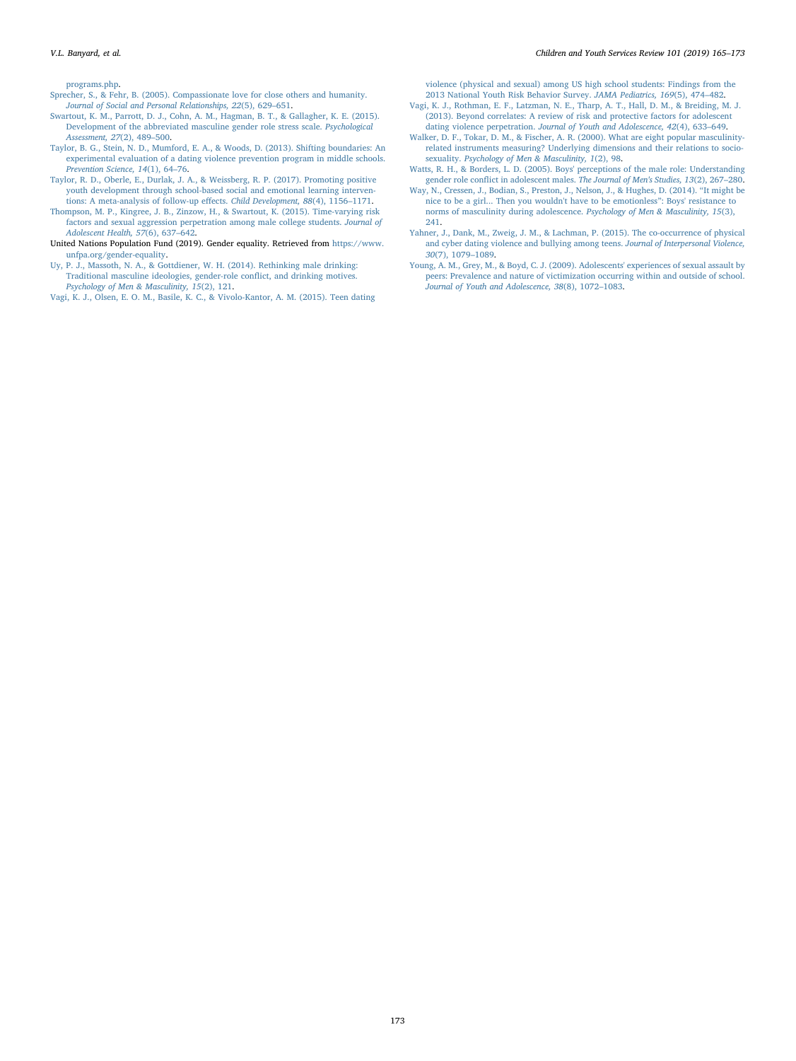programs.php.

Sprecher, S., & Fehr, B. (2005). Compassionate love for close others and humanity. *Journal of Social and Personal Relationships, 22*(5), 629–651.

Swartout, K. M., Parrott, D. J., Cohn, A. M., Hagman, B. T., & Gallagher, K. E. (2015). Development of the abbreviated masculine gender role stress scale. *Psychological Assessment, 27*(2), 489–500.

Taylor, B. G., Stein, N. D., Mumford, E. A., & Woods, D. (2013). Shifting boundaries: An experimental evaluation of a dating violence prevention program in middle schools. *Prevention Science, 14*(1), 64–76.

Taylor, R. D., Oberle, E., Durlak, J. A., & Weissberg, R. P. (2017). Promoting positive youth development through school-based social and emotional learning interventions: A meta-analysis of follow-up effects. *Child Development, 88*(4), 1156–1171.

Thompson, M. P., Kingree, J. B., Zinzow, H., & Swartout, K. (2015). Time-varying risk factors and sexual aggression perpetration among male college students. *Journal of Adolescent Health, 57*(6), 637–642.

United Nations Population Fund (2019). Gender equality. Retrieved from https://www.unfpa.org/gender-equality.

Uy, P. J., Massoth, N. A., & Gottdiener, W. H. (2014). Rethinking male drinking: Traditional masculine ideologies, gender-role conflict, and drinking motives. *Psychology of Men & Masculinity, 15*(2), 121.

Vagi, K. J., Olsen, E. O. M., Basile, K. C., & Vivolo-Kantor, A. M. (2015). Teen dating violence (physical and sexual) among US high school students: Findings from the 2013 National Youth Risk Behavior Survey. *JAMA Pediatrics, 169*(5), 474–482.

Vagi, K. J., Rothman, E. F., Latzman, N. E., Tharp, A. T., Hall, D. M., & Breiding, M. J. (2013). Beyond correlates: A review of risk and protective factors for adolescent dating violence perpetration. *Journal of Youth and Adolescence, 42*(4), 633–649.

Walker, D. F., Tokar, D. M., & Fischer, A. R. (2000). What are eight popular masculinity-related instruments measuring? Underlying dimensions and their relations to sociosexuality. *Psychology of Men & Masculinity, 1*(2), 98.

Watts, R. H., & Borders, L. D. (2005). Boys' perceptions of the male role: Understanding gender role conflict in adolescent males. *The Journal of Men's Studies, 13*(2), 267–280.

Way, N., Cressen, J., Bodian, S., Preston, J., Nelson, J., & Hughes, D. (2014). "It might be nice to be a girl... Then you wouldn't have to be emotionless": Boys' resistance to norms of masculinity during adolescence. *Psychology of Men & Masculinity, 15*(3), 241.

Yahner, J., Dank, M., Zweig, J. M., & Lachman, P. (2015). The co-occurrence of physical and cyber dating violence and bullying among teens. *Journal of Interpersonal Violence, 30*(7), 1079–1089.

Young, A. M., Grey, M., & Boyd, C. J. (2009). Adolescents' experiences of sexual assault by peers: Prevalence and nature of victimization occurring within and outside of school. *Journal of Youth and Adolescence, 38*(8), 1072–1083.